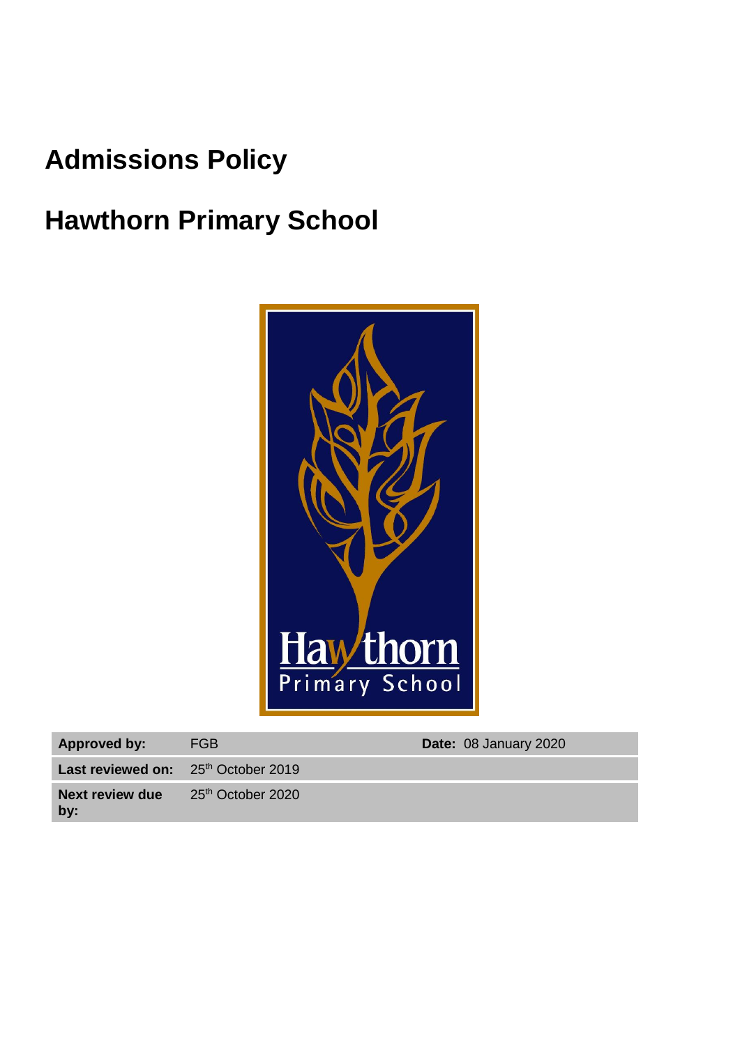# Admissions Policy

# Hawthorn Primary School

| Approved by: | FGB | Date: 08 January 2020 |
|---|---|---|
| Last reviewed on: | 25th October 2019 | |
| Next review due by: | 25th October 2020 | |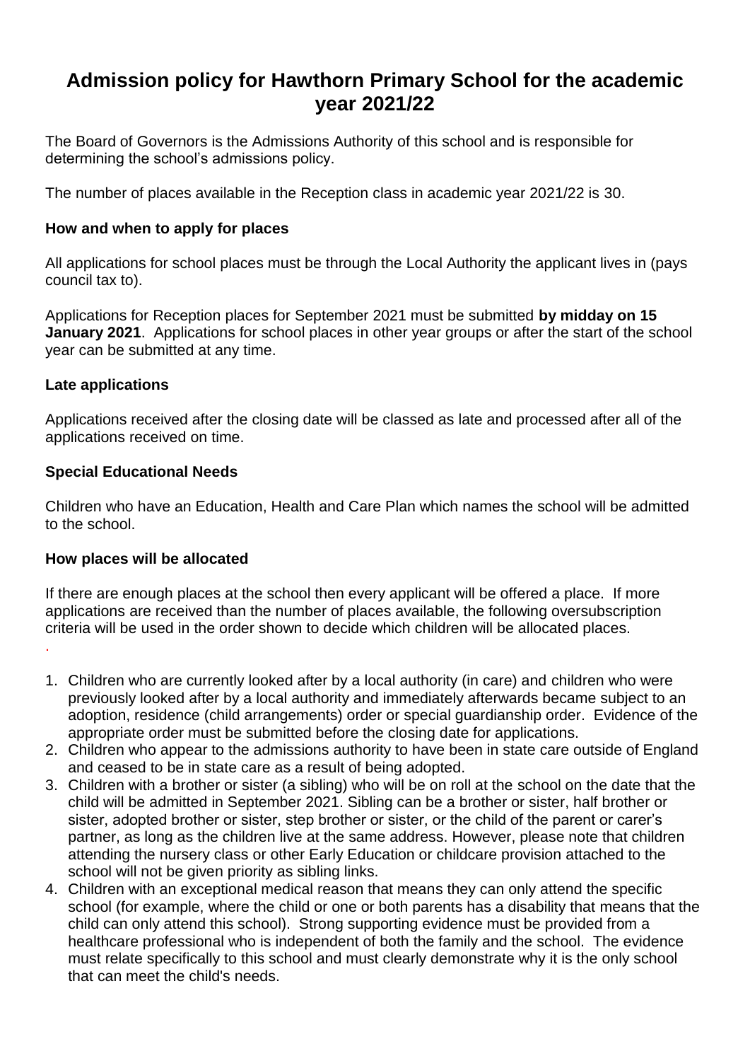# Admission policy for Hawthorn Primary School for the academic year 2021/22

The Board of Governors is the Admissions Authority of this school and is responsible for determining the school's admissions policy.

The number of places available in the Reception class in academic year 2021/22 is 30.

### How and when to apply for places

All applications for school places must be through the Local Authority the applicant lives in (pays council tax to).

Applications for Reception places for September 2021 must be submitted **by midday on 15 January 2021**. Applications for school places in other year groups or after the start of the school year can be submitted at any time.

### Late applications

Applications received after the closing date will be classed as late and processed after all of the applications received on time.

### Special Educational Needs

Children who have an Education, Health and Care Plan which names the school will be admitted to the school.

### How places will be allocated

If there are enough places at the school then every applicant will be offered a place. If more applications are received than the number of places available, the following oversubscription criteria will be used in the order shown to decide which children will be allocated places.

1. Children who are currently looked after by a local authority (in care) and children who were previously looked after by a local authority and immediately afterwards became subject to an adoption, residence (child arrangements) order or special guardianship order. Evidence of the appropriate order must be submitted before the closing date for applications.
2. Children who appear to the admissions authority to have been in state care outside of England and ceased to be in state care as a result of being adopted.
3. Children with a brother or sister (a sibling) who will be on roll at the school on the date that the child will be admitted in September 2021. Sibling can be a brother or sister, half brother or sister, adopted brother or sister, step brother or sister, or the child of the parent or carer's partner, as long as the children live at the same address. However, please note that children attending the nursery class or other Early Education or childcare provision attached to the school will not be given priority as sibling links.
4. Children with an exceptional medical reason that means they can only attend the specific school (for example, where the child or one or both parents has a disability that means that the child can only attend this school). Strong supporting evidence must be provided from a healthcare professional who is independent of both the family and the school. The evidence must relate specifically to this school and must clearly demonstrate why it is the only school that can meet the child's needs.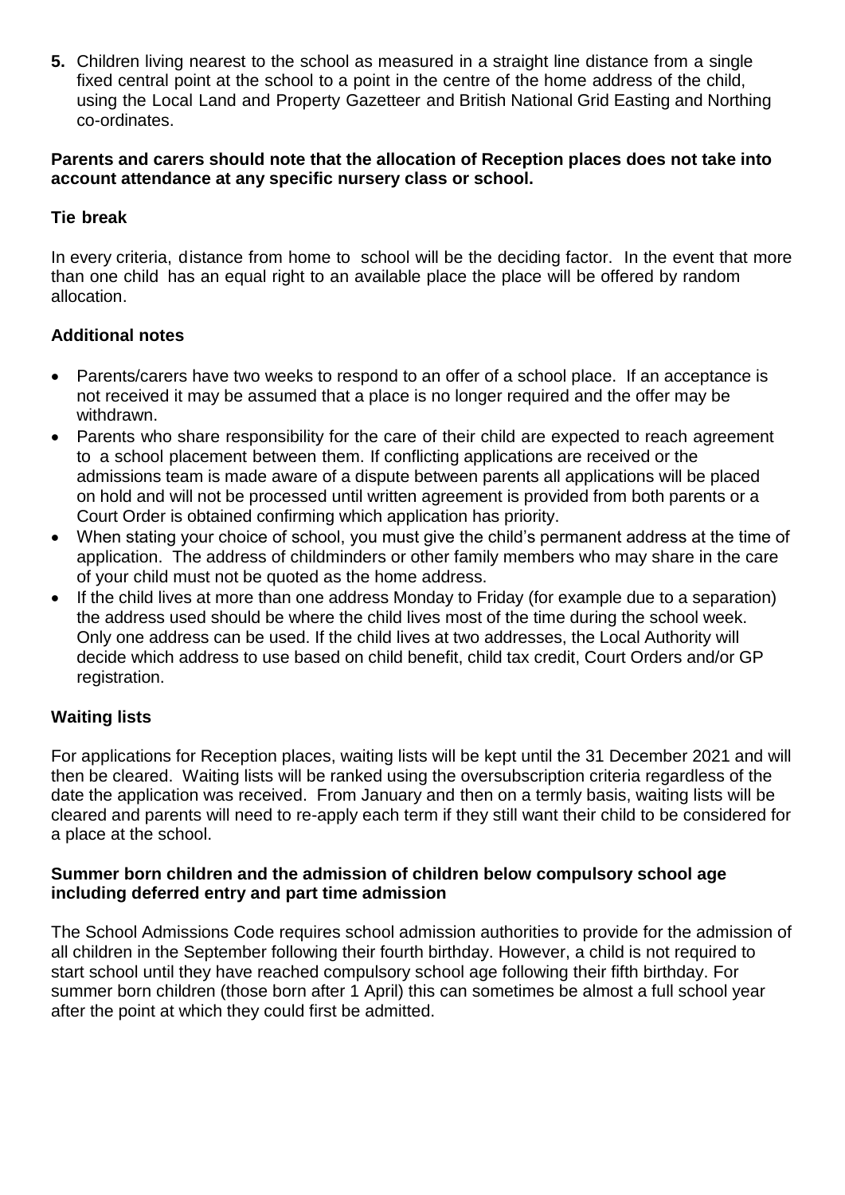**5.** Children living nearest to the school as measured in a straight line distance from a single fixed central point at the school to a point in the centre of the home address of the child, using the Local Land and Property Gazetteer and British National Grid Easting and Northing co-ordinates.

**Parents and carers should note that the allocation of Reception places does not take into account attendance at any specific nursery class or school.**

**Tie break**

In every criteria, distance from home to school will be the deciding factor. In the event that more than one child has an equal right to an available place the place will be offered by random allocation.

**Additional notes**

- Parents/carers have two weeks to respond to an offer of a school place. If an acceptance is not received it may be assumed that a place is no longer required and the offer may be withdrawn.
- Parents who share responsibility for the care of their child are expected to reach agreement to a school placement between them. If conflicting applications are received or the admissions team is made aware of a dispute between parents all applications will be placed on hold and will not be processed until written agreement is provided from both parents or a Court Order is obtained confirming which application has priority.
- When stating your choice of school, you must give the child's permanent address at the time of application. The address of childminders or other family members who may share in the care of your child must not be quoted as the home address.
- If the child lives at more than one address Monday to Friday (for example due to a separation) the address used should be where the child lives most of the time during the school week. Only one address can be used. If the child lives at two addresses, the Local Authority will decide which address to use based on child benefit, child tax credit, Court Orders and/or GP registration.

**Waiting lists**

For applications for Reception places, waiting lists will be kept until the 31 December 2021 and will then be cleared. Waiting lists will be ranked using the oversubscription criteria regardless of the date the application was received. From January and then on a termly basis, waiting lists will be cleared and parents will need to re-apply each term if they still want their child to be considered for a place at the school.

**Summer born children and the admission of children below compulsory school age including deferred entry and part time admission**

The School Admissions Code requires school admission authorities to provide for the admission of all children in the September following their fourth birthday. However, a child is not required to start school until they have reached compulsory school age following their fifth birthday. For summer born children (those born after 1 April) this can sometimes be almost a full school year after the point at which they could first be admitted.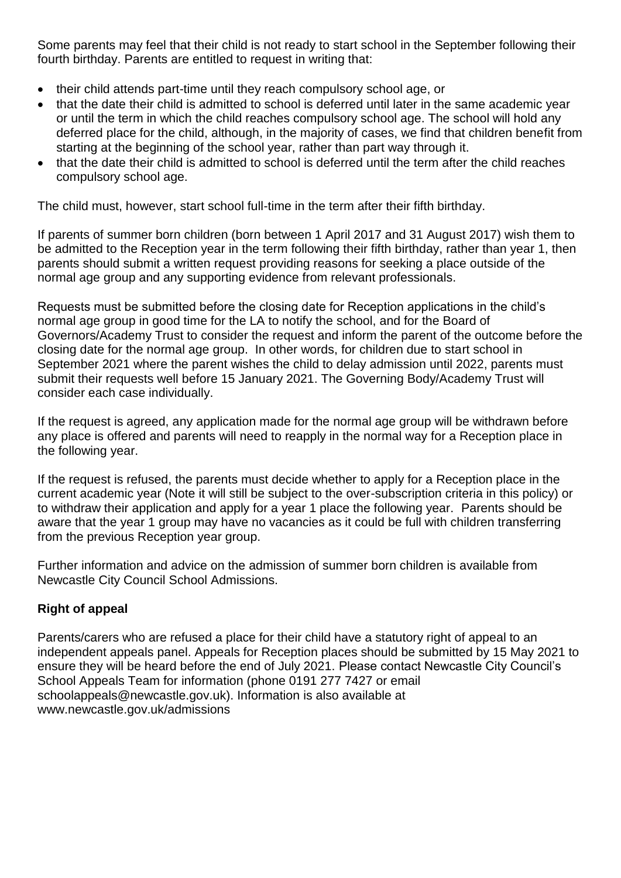Some parents may feel that their child is not ready to start school in the September following their fourth birthday. Parents are entitled to request in writing that:

- their child attends part-time until they reach compulsory school age, or
- that the date their child is admitted to school is deferred until later in the same academic year or until the term in which the child reaches compulsory school age. The school will hold any deferred place for the child, although, in the majority of cases, we find that children benefit from starting at the beginning of the school year, rather than part way through it.
- that the date their child is admitted to school is deferred until the term after the child reaches compulsory school age.

The child must, however, start school full-time in the term after their fifth birthday.

If parents of summer born children (born between 1 April 2017 and 31 August 2017) wish them to be admitted to the Reception year in the term following their fifth birthday, rather than year 1, then parents should submit a written request providing reasons for seeking a place outside of the normal age group and any supporting evidence from relevant professionals.

Requests must be submitted before the closing date for Reception applications in the child's normal age group in good time for the LA to notify the school, and for the Board of Governors/Academy Trust to consider the request and inform the parent of the outcome before the closing date for the normal age group. In other words, for children due to start school in September 2021 where the parent wishes the child to delay admission until 2022, parents must submit their requests well before 15 January 2021. The Governing Body/Academy Trust will consider each case individually.

If the request is agreed, any application made for the normal age group will be withdrawn before any place is offered and parents will need to reapply in the normal way for a Reception place in the following year.

If the request is refused, the parents must decide whether to apply for a Reception place in the current academic year (Note it will still be subject to the over-subscription criteria in this policy) or to withdraw their application and apply for a year 1 place the following year. Parents should be aware that the year 1 group may have no vacancies as it could be full with children transferring from the previous Reception year group.

Further information and advice on the admission of summer born children is available from Newcastle City Council School Admissions.

**Right of appeal**

Parents/carers who are refused a place for their child have a statutory right of appeal to an independent appeals panel. Appeals for Reception places should be submitted by 15 May 2021 to ensure they will be heard before the end of July 2021. Please contact Newcastle City Council's School Appeals Team for information (phone 0191 277 7427 or email schoolappeals@newcastle.gov.uk). Information is also available at www.newcastle.gov.uk/admissions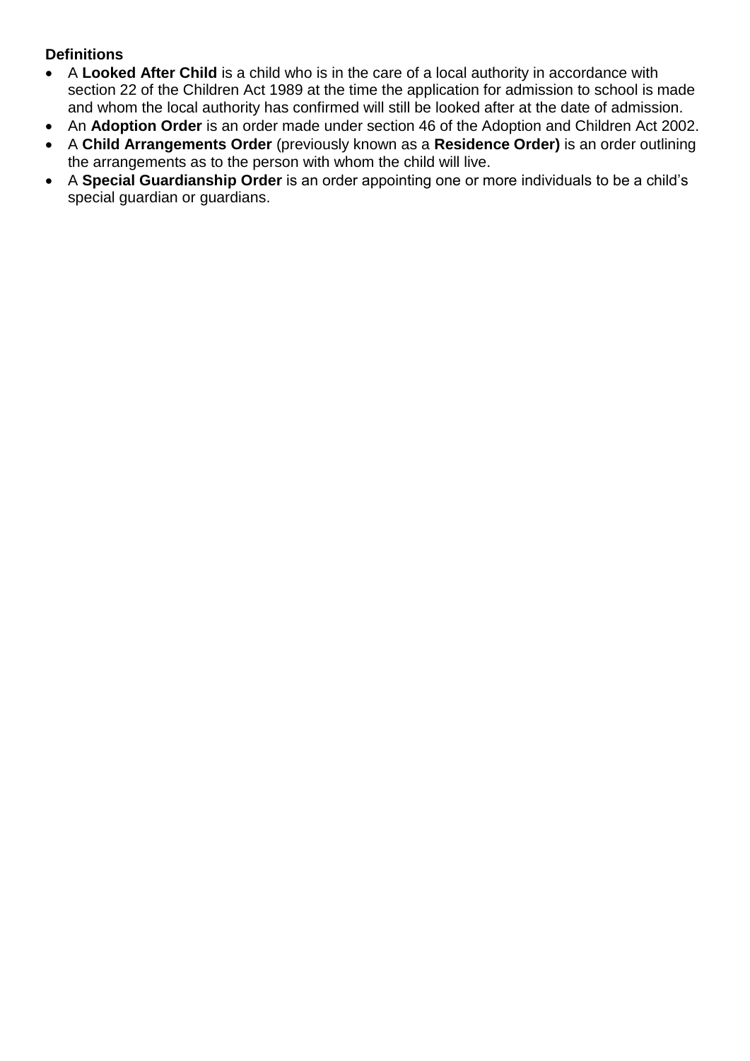**Definitions**

- A **Looked After Child** is a child who is in the care of a local authority in accordance with section 22 of the Children Act 1989 at the time the application for admission to school is made and whom the local authority has confirmed will still be looked after at the date of admission.
- An **Adoption Order** is an order made under section 46 of the Adoption and Children Act 2002.
- A **Child Arrangements Order** (previously known as a **Residence Order)** is an order outlining the arrangements as to the person with whom the child will live.
- A **Special Guardianship Order** is an order appointing one or more individuals to be a child's special guardian or guardians.